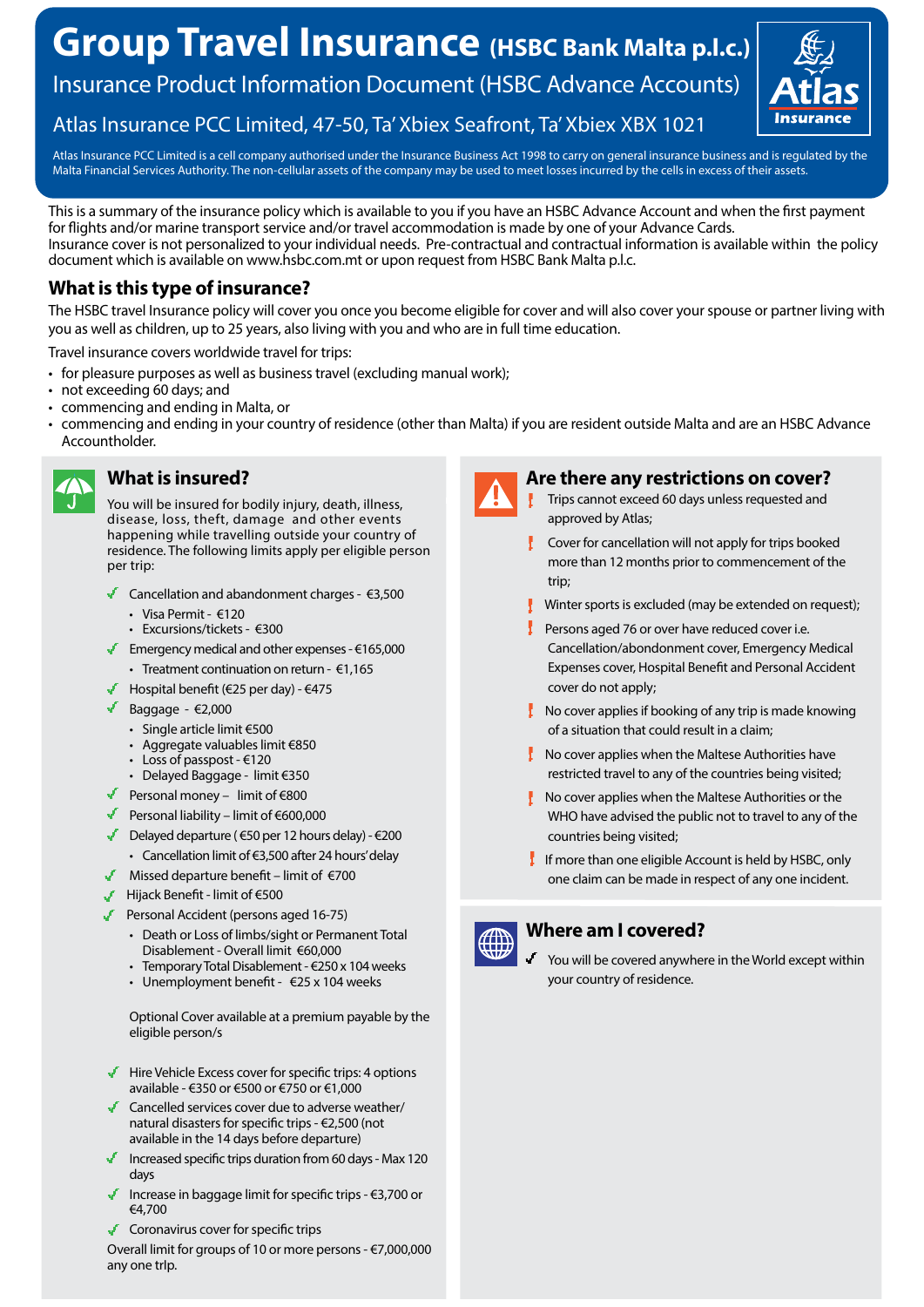# Group Travel Insurance (HSBC Bank Malta p.l.c.)

## Insurance Product Information Document (HSBC Advance Accounts)

### Atlas Insurance PCC Limited, 47-50, Ta' Xbiex Seafront, Ta' Xbiex XBX 1021

Atlas Insurance PCC Limited is a cell company authorised under the Insurance Business Act 1998 to carry on general insurance business and is regulated by the Malta Financial Services Authority. The non-cellular assets of the company may be used to meet losses incurred by the cells in excess of their assets.

This is a summary of the insurance policy which is available to you if you have an HSBC Advance Account and when the first payment for flights and/or marine transport service and/or travel accommodation is made by one of your Advance Cards.
Insurance cover is not personalized to your individual needs. Pre-contractual and contractual information is available within the policy document which is available on www.hsbc.com.mt or upon request from HSBC Bank Malta p.l.c.

## What is this type of insurance?

The HSBC travel Insurance policy will cover you once you become eligible for cover and will also cover your spouse or partner living with you as well as children, up to 25 years, also living with you and who are in full time education.

Travel insurance covers worldwide travel for trips:

- for pleasure purposes as well as business travel (excluding manual work);
- not exceeding 60 days; and
- commencing and ending in Malta, or
- commencing and ending in your country of residence (other than Malta) if you are resident outside Malta and are an HSBC Advance Accountholder.

## What is insured?

You will be insured for bodily injury, death, illness, disease, loss, theft, damage and other events happening while travelling outside your country of residence. The following limits apply per eligible person per trip:

- ✓ Cancellation and abandonment charges - €3,500
  - Visa Permit - €120
  - Excursions/tickets - €300
- ✓ Emergency medical and other expenses - €165,000
  - Treatment continuation on return - €1,165
- ✓ Hospital benefit (€25 per day) - €475
- ✓ Baggage - €2,000
  - Single article limit €500
  - Aggregate valuables limit €850
  - Loss of passport - €120
  - Delayed Baggage - limit €350
- ✓ Personal money – limit of €800
- ✓ Personal liability – limit of €600,000
- ✓ Delayed departure ( €50 per 12 hours delay) - €200
  - Cancellation limit of €3,500 after 24 hours' delay
- ✓ Missed departure benefit – limit of €700
- ✓ Hijack Benefit - limit of €500
- ✓ Personal Accident (persons aged 16-75)
  - Death or Loss of limbs/sight or Permanent Total Disablement - Overall limit €60,000
  - Temporary Total Disablement - €250 x 104 weeks
  - Unemployment benefit - €25 x 104 weeks

Optional Cover available at a premium payable by the eligible person/s

- ✓ Hire Vehicle Excess cover for specific trips: 4 options available - €350 or €500 or €750 or €1,000
- ✓ Cancelled services cover due to adverse weather/natural disasters for specific trips - €2,500 (not available in the 14 days before departure)
- ✓ Increased specific trips duration from 60 days - Max 120 days
- ✓ Increase in baggage limit for specific trips - €3,700 or €4,700
- ✓ Coronavirus cover for specific trips

Overall limit for groups of 10 or more persons - €7,000,000 any one trip.

## Are there any restrictions on cover?

- ! Trips cannot exceed 60 days unless requested and approved by Atlas;
- ! Cover for cancellation will not apply for trips booked more than 12 months prior to commencement of the trip;
- ! Winter sports is excluded (may be extended on request);
- ! Persons aged 76 or over have reduced cover i.e. Cancellation/abondonment cover, Emergency Medical Expenses cover, Hospital Benefit and Personal Accident cover do not apply;
- ! No cover applies if booking of any trip is made knowing of a situation that could result in a claim;
- ! No cover applies when the Maltese Authorities have restricted travel to any of the countries being visited;
- ! No cover applies when the Maltese Authorities or the WHO have advised the public not to travel to any of the countries being visited;
- ! If more than one eligible Account is held by HSBC, only one claim can be made in respect of any one incident.

## Where am I covered?

- ✓ You will be covered anywhere in the World except within your country of residence.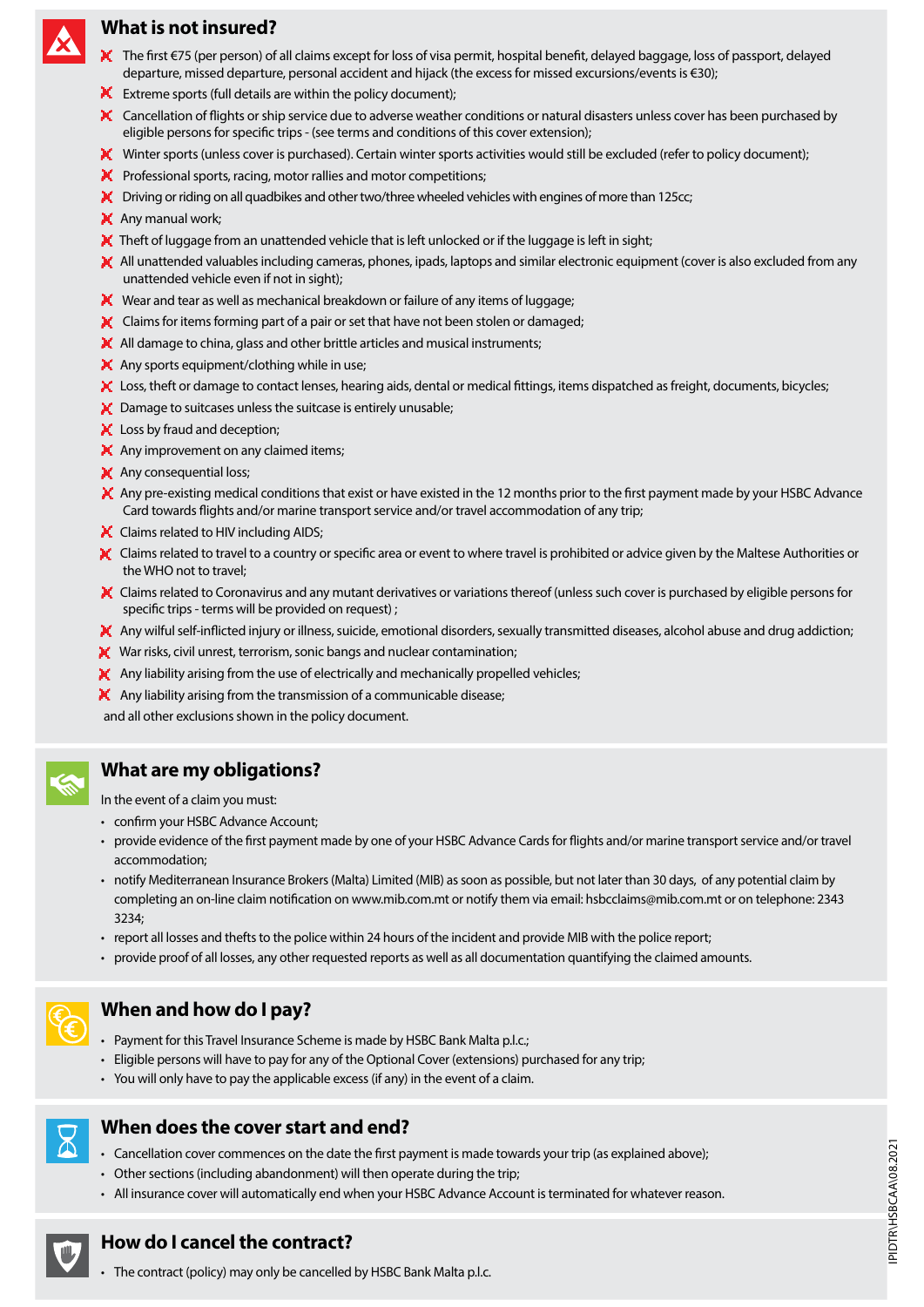## What is not insured?

- ✗ The first €75 (per person) of all claims except for loss of visa permit, hospital benefit, delayed baggage, loss of passport, delayed departure, missed departure, personal accident and hijack (the excess for missed excursions/events is €30);
- ✗ Extreme sports (full details are within the policy document);
- ✗ Cancellation of flights or ship service due to adverse weather conditions or natural disasters unless cover has been purchased by eligible persons for specific trips - (see terms and conditions of this cover extension);
- ✗ Winter sports (unless cover is purchased). Certain winter sports activities would still be excluded (refer to policy document);
- ✗ Professional sports, racing, motor rallies and motor competitions;
- ✗ Driving or riding on all quadbikes and other two/three wheeled vehicles with engines of more than 125cc;
- ✗ Any manual work;
- ✗ Theft of luggage from an unattended vehicle that is left unlocked or if the luggage is left in sight;
- ✗ All unattended valuables including cameras, phones, ipads, laptops and similar electronic equipment (cover is also excluded from any unattended vehicle even if not in sight);
- ✗ Wear and tear as well as mechanical breakdown or failure of any items of luggage;
- ✗ Claims for items forming part of a pair or set that have not been stolen or damaged;
- ✗ All damage to china, glass and other brittle articles and musical instruments;
- ✗ Any sports equipment/clothing while in use;
- ✗ Loss, theft or damage to contact lenses, hearing aids, dental or medical fittings, items dispatched as freight, documents, bicycles;
- ✗ Damage to suitcases unless the suitcase is entirely unusable;
- ✗ Loss by fraud and deception;
- ✗ Any improvement on any claimed items;
- ✗ Any consequential loss;
- ✗ Any pre-existing medical conditions that exist or have existed in the 12 months prior to the first payment made by your HSBC Advance Card towards flights and/or marine transport service and/or travel accommodation of any trip;
- ✗ Claims related to HIV including AIDS;
- ✗ Claims related to travel to a country or specific area or event to where travel is prohibited or advice given by the Maltese Authorities or the WHO not to travel;
- ✗ Claims related to Coronavirus and any mutant derivatives or variations thereof (unless such cover is purchased by eligible persons for specific trips - terms will be provided on request) ;
- ✗ Any wilful self-inflicted injury or illness, suicide, emotional disorders, sexually transmitted diseases, alcohol abuse and drug addiction;
- ✗ War risks, civil unrest, terrorism, sonic bangs and nuclear contamination;
- ✗ Any liability arising from the use of electrically and mechanically propelled vehicles;
- ✗ Any liability arising from the transmission of a communicable disease;

and all other exclusions shown in the policy document.

## What are my obligations?

In the event of a claim you must:

- confirm your HSBC Advance Account;
- provide evidence of the first payment made by one of your HSBC Advance Cards for flights and/or marine transport service and/or travel accommodation;
- notify Mediterranean Insurance Brokers (Malta) Limited (MIB) as soon as possible, but not later than 30 days, of any potential claim by completing an on-line claim notification on www.mib.com.mt or notify them via email: hsbcclaims@mib.com.mt or on telephone: 2343 3234;
- report all losses and thefts to the police within 24 hours of the incident and provide MIB with the police report;
- provide proof of all losses, any other requested reports as well as all documentation quantifying the claimed amounts.

## When and how do I pay?

- Payment for this Travel Insurance Scheme is made by HSBC Bank Malta p.l.c.;
- Eligible persons will have to pay for any of the Optional Cover (extensions) purchased for any trip;
- You will only have to pay the applicable excess (if any) in the event of a claim.

## When does the cover start and end?

- Cancellation cover commences on the date the first payment is made towards your trip (as explained above);
- Other sections (including abandonment) will then operate during the trip;
- All insurance cover will automatically end when your HSBC Advance Account is terminated for whatever reason.

## How do I cancel the contract?

- The contract (policy) may only be cancelled by HSBC Bank Malta p.l.c.

IPIDTR\HSBCAA\08.2021